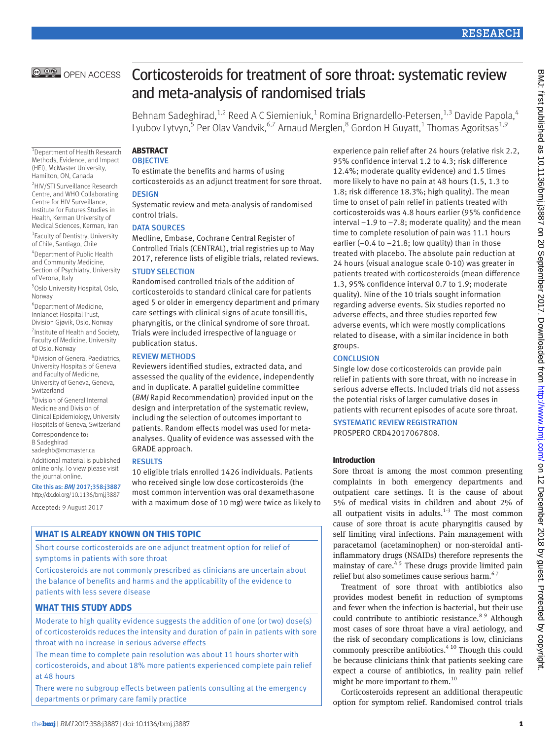# Corticosteroids for treatment of sore throat: systematic review and meta-analysis of randomised trials

Behnam Sadeghirad,[1,2] Reed A C Siemieniuk,[1] Romina Brignardello-Petersen,[1,3] Davide Papola,[4] Lyubov Lytvyn,[5] Per Olav Vandvik,[6,7] Arnaud Merglen,[8] Gordon H Guyatt,[1] Thomas Agoritsas[1,9]

[1]Department of Health Research Methods, Evidence, and Impact (HEI), McMaster University, Hamilton, ON, Canada

[2]HIV/STI Surveillance Research Centre, and WHO Collaborating Centre for HIV Surveillance, Institute for Futures Studies in Health, Kerman University of Medical Sciences, Kerman, Iran

[3]Faculty of Dentistry, University of Chile, Santiago, Chile

[4]Department of Public Health and Community Medicine, Section of Psychiatry, University of Verona, Italy

[5]Oslo University Hospital, Oslo, Norway

[6]Department of Medicine, Innlandet Hospital Trust, Division Gjøvik, Oslo, Norway

[7]Institute of Health and Society, Faculty of Medicine, University of Oslo, Norway

[8]Division of General Paediatrics, University Hospitals of Geneva and Faculty of Medicine, University of Geneva, Geneva, Switzerland

[9]Division of General Internal Medicine and Division of Clinical Epidemiology, University Hospitals of Geneva, Switzerland

Correspondence to: B Sadeghirad sadeghb@mcmaster.ca

Additional material is published online only. To view please visit the journal online.

Cite this as: *BMJ* 2017;358:j3887
http://dx.doi.org/10.1136/bmj.j3887

Accepted: 9 August 2017

## ABSTRACT

### OBJECTIVE

To estimate the benefits and harms of using corticosteroids as an adjunct treatment for sore throat.

### DESIGN

Systematic review and meta-analysis of randomised control trials.

### DATA SOURCES

Medline, Embase, Cochrane Central Register of Controlled Trials (CENTRAL), trial registries up to May 2017, reference lists of eligible trials, related reviews.

### STUDY SELECTION

Randomised controlled trials of the addition of corticosteroids to standard clinical care for patients aged 5 or older in emergency department and primary care settings with clinical signs of acute tonsillitis, pharyngitis, or the clinical syndrome of sore throat. Trials were included irrespective of language or publication status.

### REVIEW METHODS

Reviewers identified studies, extracted data, and assessed the quality of the evidence, independently and in duplicate. A parallel guideline committee (*BMJ* Rapid Recommendation) provided input on the design and interpretation of the systematic review, including the selection of outcomes important to patients. Random effects model was used for meta-analyses. Quality of evidence was assessed with the GRADE approach.

### RESULTS

10 eligible trials enrolled 1426 individuals. Patients who received single low dose corticosteroids (the most common intervention was oral dexamethasone with a maximum dose of 10 mg) were twice as likely to experience pain relief after 24 hours (relative risk 2.2, 95% confidence interval 1.2 to 4.3; risk difference 12.4%; moderate quality evidence) and 1.5 times more likely to have no pain at 48 hours (1.5, 1.3 to 1.8; risk difference 18.3%; high quality). The mean time to onset of pain relief in patients treated with corticosteroids was 4.8 hours earlier (95% confidence interval −1.9 to −7.8; moderate quality) and the mean time to complete resolution of pain was 11.1 hours earlier (−0.4 to −21.8; low quality) than in those treated with placebo. The absolute pain reduction at 24 hours (visual analogue scale 0-10) was greater in patients treated with corticosteroids (mean difference 1.3, 95% confidence interval 0.7 to 1.9; moderate quality). Nine of the 10 trials sought information regarding adverse events. Six studies reported no adverse effects, and three studies reported few adverse events, which were mostly complications related to disease, with a similar incidence in both groups.

### CONCLUSION

Single low dose corticosteroids can provide pain relief in patients with sore throat, with no increase in serious adverse effects. Included trials did not assess the potential risks of larger cumulative doses in patients with recurrent episodes of acute sore throat.

### SYSTEMATIC REVIEW REGISTRATION

PROSPERO CRD42017067808.

## WHAT IS ALREADY KNOWN ON THIS TOPIC

Short course corticosteroids are one adjunct treatment option for relief of symptoms in patients with sore throat

Corticosteroids are not commonly prescribed as clinicians are uncertain about the balance of benefits and harms and the applicability of the evidence to patients with less severe disease

## WHAT THIS STUDY ADDS

Moderate to high quality evidence suggests the addition of one (or two) dose(s) of corticosteroids reduces the intensity and duration of pain in patients with sore throat with no increase in serious adverse effects

The mean time to complete pain resolution was about 11 hours shorter with corticosteroids, and about 18% more patients experienced complete pain relief at 48 hours

There were no subgroup effects between patients consulting at the emergency departments or primary care family practice

## Introduction

Sore throat is among the most common presenting complaints in both emergency departments and outpatient care settings. It is the cause of about 5% of medical visits in children and about 2% of all outpatient visits in adults.[1-3] The most common cause of sore throat is acute pharyngitis caused by self limiting viral infections. Pain management with paracetamol (acetaminophen) or non-steroidal anti-inflammatory drugs (NSAIDs) therefore represents the mainstay of care.[4,5] These drugs provide limited pain relief but also sometimes cause serious harm.[6,7]

Treatment of sore throat with antibiotics also provides modest benefit in reduction of symptoms and fever when the infection is bacterial, but their use could contribute to antibiotic resistance.[8,9] Although most cases of sore throat have a viral aetiology, and the risk of secondary complications is low, clinicians commonly prescribe antibiotics.[4,10] Though this could be because clinicians think that patients seeking care expect a course of antibiotics, in reality pain relief might be more important to them.[10]

Corticosteroids represent an additional therapeutic option for symptom relief. Randomised control trials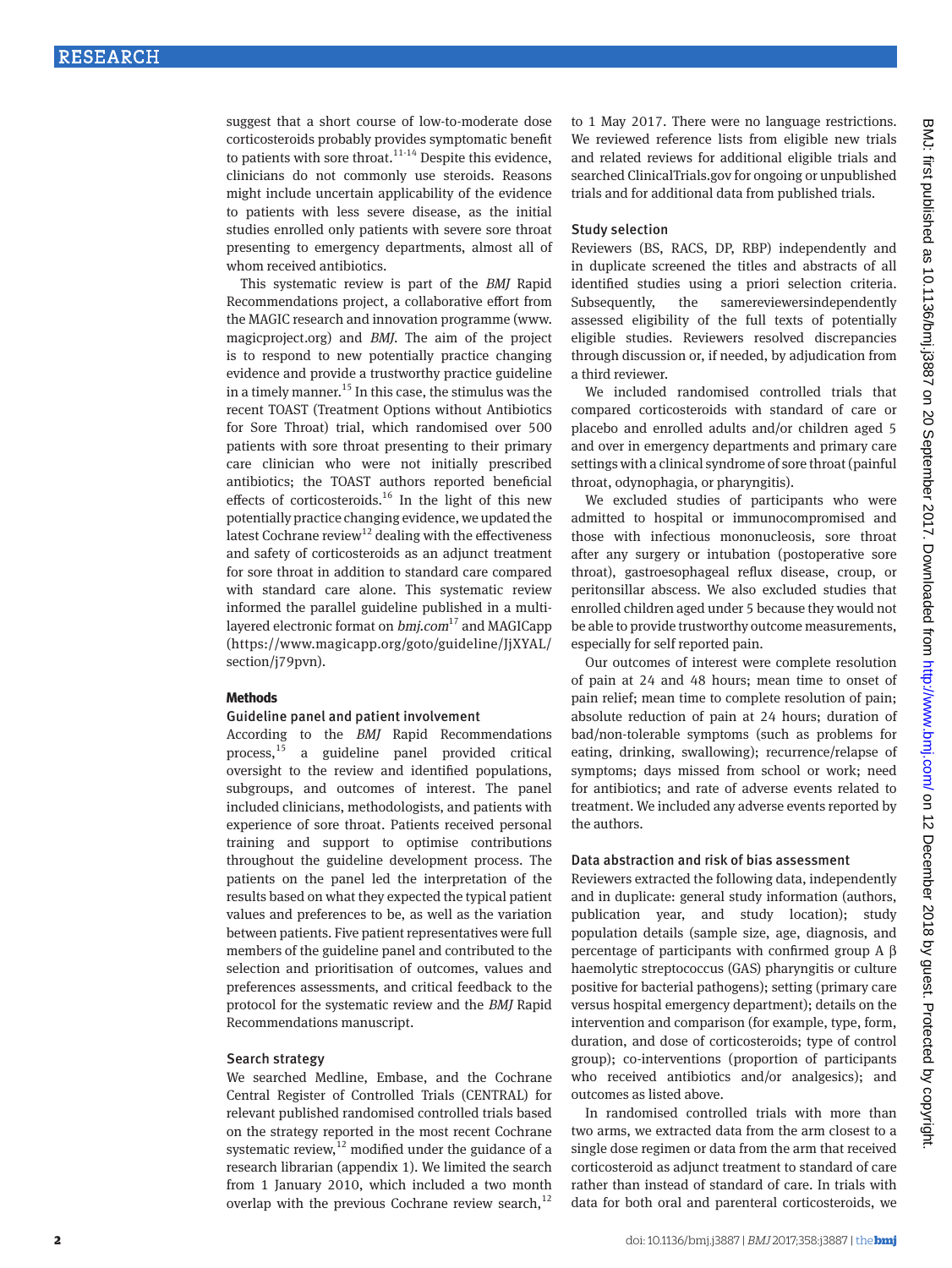suggest that a short course of low-to-moderate dose corticosteroids probably provides symptomatic benefit to patients with sore throat.[11-14] Despite this evidence, clinicians do not commonly use steroids. Reasons might include uncertain applicability of the evidence to patients with less severe disease, as the initial studies enrolled only patients with severe sore throat presenting to emergency departments, almost all of whom received antibiotics.

This systematic review is part of the *BMJ* Rapid Recommendations project, a collaborative effort from the MAGIC research and innovation programme (www.magicproject.org) and *BMJ*. The aim of the project is to respond to new potentially practice changing evidence and provide a trustworthy practice guideline in a timely manner.[15] In this case, the stimulus was the recent TOAST (Treatment Options without Antibiotics for Sore Throat) trial, which randomised over 500 patients with sore throat presenting to their primary care clinician who were not initially prescribed antibiotics; the TOAST authors reported beneficial effects of corticosteroids.[16] In the light of this new potentially practice changing evidence, we updated the latest Cochrane review[12] dealing with the effectiveness and safety of corticosteroids as an adjunct treatment for sore throat in addition to standard care compared with standard care alone. This systematic review informed the parallel guideline published in a multi-layered electronic format on *bmj.com*[17] and MAGICapp (https://www.magicapp.org/goto/guideline/JjXYAL/section/j79pvn).

## Methods

### Guideline panel and patient involvement

According to the *BMJ* Rapid Recommendations process,[15] a guideline panel provided critical oversight to the review and identified populations, subgroups, and outcomes of interest. The panel included clinicians, methodologists, and patients with experience of sore throat. Patients received personal training and support to optimise contributions throughout the guideline development process. The patients on the panel led the interpretation of the results based on what they expected the typical patient values and preferences to be, as well as the variation between patients. Five patient representatives were full members of the guideline panel and contributed to the selection and prioritisation of outcomes, values and preferences assessments, and critical feedback to the protocol for the systematic review and the *BMJ* Rapid Recommendations manuscript.

### Search strategy

We searched Medline, Embase, and the Cochrane Central Register of Controlled Trials (CENTRAL) for relevant published randomised controlled trials based on the strategy reported in the most recent Cochrane systematic review,[12] modified under the guidance of a research librarian (appendix 1). We limited the search from 1 January 2010, which included a two month overlap with the previous Cochrane review search,[12] to 1 May 2017. There were no language restrictions. We reviewed reference lists from eligible new trials and related reviews for additional eligible trials and searched ClinicalTrials.gov for ongoing or unpublished trials and for additional data from published trials.

### Study selection

Reviewers (BS, RACS, DP, RBP) independently and in duplicate screened the titles and abstracts of all identified studies using a priori selection criteria. Subsequently, the samereviewersindependently assessed eligibility of the full texts of potentially eligible studies. Reviewers resolved discrepancies through discussion or, if needed, by adjudication from a third reviewer.

We included randomised controlled trials that compared corticosteroids with standard of care or placebo and enrolled adults and/or children aged 5 and over in emergency departments and primary care settings with a clinical syndrome of sore throat (painful throat, odynophagia, or pharyngitis).

We excluded studies of participants who were admitted to hospital or immunocompromised and those with infectious mononucleosis, sore throat after any surgery or intubation (postoperative sore throat), gastroesophageal reflux disease, croup, or peritonsillar abscess. We also excluded studies that enrolled children aged under 5 because they would not be able to provide trustworthy outcome measurements, especially for self reported pain.

Our outcomes of interest were complete resolution of pain at 24 and 48 hours; mean time to onset of pain relief; mean time to complete resolution of pain; absolute reduction of pain at 24 hours; duration of bad/non-tolerable symptoms (such as problems for eating, drinking, swallowing); recurrence/relapse of symptoms; days missed from school or work; need for antibiotics; and rate of adverse events related to treatment. We included any adverse events reported by the authors.

### Data abstraction and risk of bias assessment

Reviewers extracted the following data, independently and in duplicate: general study information (authors, publication year, and study location); study population details (sample size, age, diagnosis, and percentage of participants with confirmed group A β haemolytic streptococcus (GAS) pharyngitis or culture positive for bacterial pathogens); setting (primary care versus hospital emergency department); details on the intervention and comparison (for example, type, form, duration, and dose of corticosteroids; type of control group); co-interventions (proportion of participants who received antibiotics and/or analgesics); and outcomes as listed above.

In randomised controlled trials with more than two arms, we extracted data from the arm closest to a single dose regimen or data from the arm that received corticosteroid as adjunct treatment to standard of care rather than instead of standard of care. In trials with data for both oral and parenteral corticosteroids, we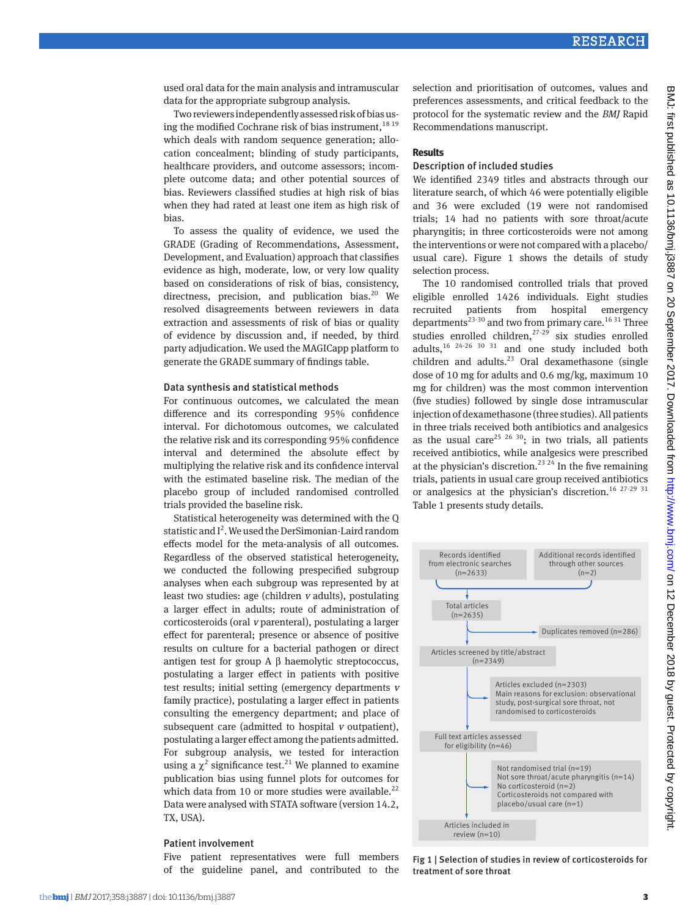used oral data for the main analysis and intramuscular data for the appropriate subgroup analysis.

Two reviewers independently assessed risk of bias using the modified Cochrane risk of bias instrument,[18 19] which deals with random sequence generation; allocation concealment; blinding of study participants, healthcare providers, and outcome assessors; incomplete outcome data; and other potential sources of bias. Reviewers classified studies at high risk of bias when they had rated at least one item as high risk of bias.

To assess the quality of evidence, we used the GRADE (Grading of Recommendations, Assessment, Development, and Evaluation) approach that classifies evidence as high, moderate, low, or very low quality based on considerations of risk of bias, consistency, directness, precision, and publication bias.[20] We resolved disagreements between reviewers in data extraction and assessments of risk of bias or quality of evidence by discussion and, if needed, by third party adjudication. We used the MAGICapp platform to generate the GRADE summary of findings table.

### Data synthesis and statistical methods

For continuous outcomes, we calculated the mean difference and its corresponding 95% confidence interval. For dichotomous outcomes, we calculated the relative risk and its corresponding 95% confidence interval and determined the absolute effect by multiplying the relative risk and its confidence interval with the estimated baseline risk. The median of the placebo group of included randomised controlled trials provided the baseline risk.

Statistical heterogeneity was determined with the Q statistic and $I^2$. We used the DerSimonian-Laird random effects model for the meta-analysis of all outcomes. Regardless of the observed statistical heterogeneity, we conducted the following prespecified subgroup analyses when each subgroup was represented by at least two studies: age (children *v* adults), postulating a larger effect in adults; route of administration of corticosteroids (oral *v* parenteral), postulating a larger effect for parenteral; presence or absence of positive results on culture for a bacterial pathogen or direct antigen test for group A β haemolytic streptococcus, postulating a larger effect in patients with positive test results; initial setting (emergency departments *v* family practice), postulating a larger effect in patients consulting the emergency department; and place of subsequent care (admitted to hospital *v* outpatient), postulating a larger effect among the patients admitted. For subgroup analysis, we tested for interaction using a $\chi^2$ significance test.[21] We planned to examine publication bias using funnel plots for outcomes for which data from 10 or more studies were available.[22] Data were analysed with STATA software (version 14.2, TX, USA).

### Patient involvement

Five patient representatives were full members of the guideline panel, and contributed to the selection and prioritisation of outcomes, values and preferences assessments, and critical feedback to the protocol for the systematic review and the *BMJ* Rapid Recommendations manuscript.

## Results

### Description of included studies

We identified 2349 titles and abstracts through our literature search, of which 46 were potentially eligible and 36 were excluded (19 were not randomised trials; 14 had no patients with sore throat/acute pharyngitis; in three corticosteroids were not among the interventions or were not compared with a placebo/usual care). Figure 1 shows the details of study selection process.

The 10 randomised controlled trials that proved eligible enrolled 1426 individuals. Eight studies recruited patients from hospital emergency departments[23-30] and two from primary care.[16 31] Three studies enrolled children,[27-29] six studies enrolled adults,[16 24-26 30 31] and one study included both children and adults.[23] Oral dexamethasone (single dose of 10 mg for adults and 0.6 mg/kg, maximum 10 mg for children) was the most common intervention (five studies) followed by single dose intramuscular injection of dexamethasone (three studies). All patients in three trials received both antibiotics and analgesics as the usual care[25 26 30]; in two trials, all patients received antibiotics, while analgesics were prescribed at the physician's discretion.[23 24] In the five remaining trials, patients in usual care group received antibiotics or analgesics at the physician's discretion.[16 27-29 31] Table 1 presents study details.

Records identified from electronic searches (n=2633)

Additional records identified through other sources (n=2)

Total articles (n=2635)

Duplicates removed (n=286)

Articles screened by title/abstract (n=2349)

Articles excluded (n=2303)
Main reasons for exclusion: observational study, post-surgical sore throat, not randomised to corticosteroids

Full text articles assessed for eligibility (n=46)

Not randomised trial (n=19)
Not sore throat/acute pharyngitis (n=14)
No corticosteroid (n=2)
Corticosteroids not compared with placebo/usual care (n=1)

Articles included in review (n=10)

Fig 1 | Selection of studies in review of corticosteroids for treatment of sore throat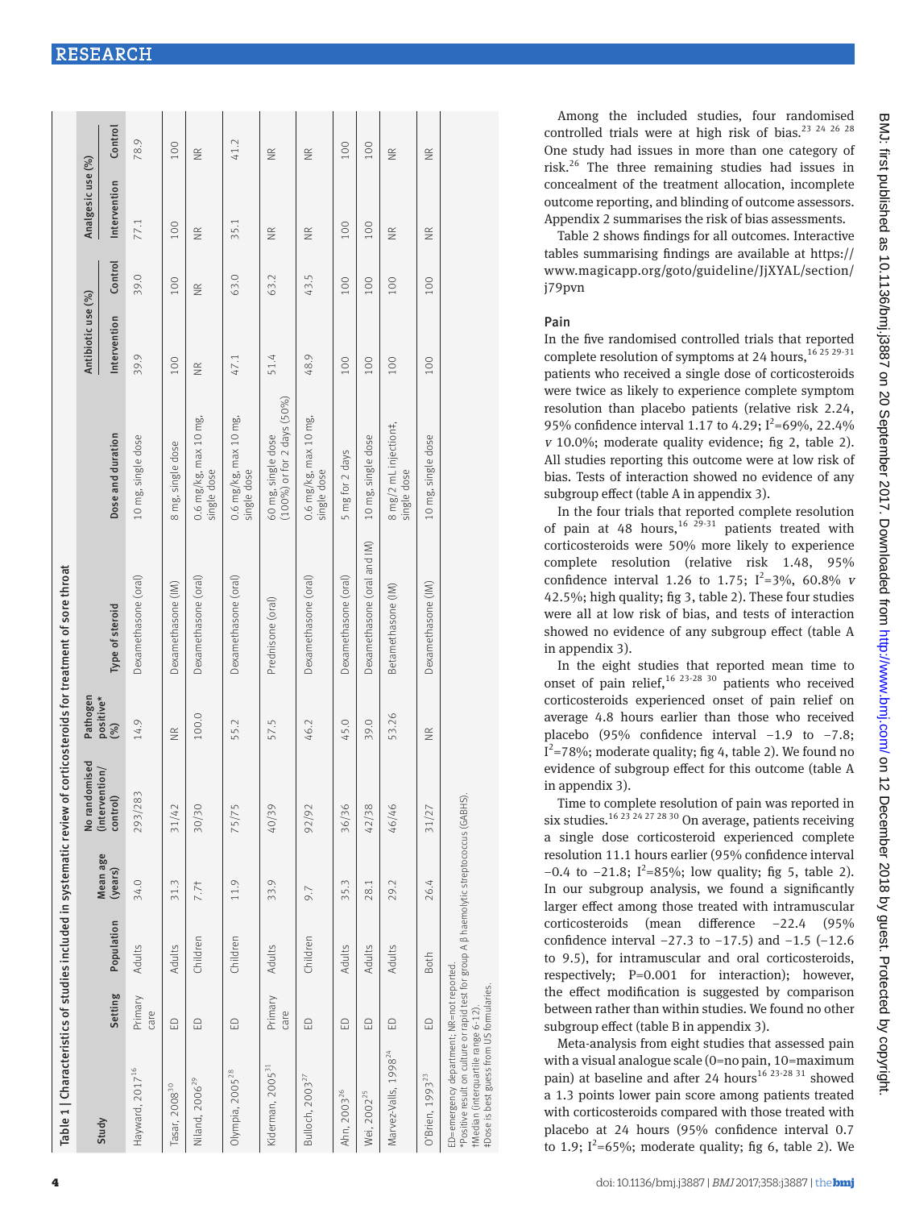Table 1 | Characteristics of studies included in systematic review of corticosteroids for treatment of sore throat

| Study | Setting | Population | Mean age (years) | No randomised (intervention/control) | Pathogen positive* (%) | Type of steroid | Dose and duration | Antibiotic use (%) | | Analgesic use (%) | |
|---|---|---|---|---|---|---|---|---|---|---|---|
| | | | | | | | | Intervention | Control | Intervention | Control |
| Hayward, 2017[16] | Primary care | Adults | 34.0 | 293/283 | 14.9 | Dexamethasone (oral) | 10 mg, single dose | 39.9 | 39.0 | 77.1 | 78.9 |
| Tasar, 2008[30] | ED | Adults | 31.3 | 31/42 | NR | Dexamethasone (IM) | 8 mg, single dose | 100 | 100 | 100 | 100 |
| Niland, 2006[29] | ED | Children | 7.7† | 30/30 | 100.0 | Dexamethasone (oral) | 0.6 mg/kg, max 10 mg, single dose | NR | NR | NR | NR |
| Olympia, 2005[28] | ED | Children | 11.9 | 75/75 | 55.2 | Dexamethasone (oral) | 0.6 mg/kg, max 10 mg, single dose | 47.1 | 63.0 | 35.1 | 41.2 |
| Kiderman, 2005[31] | Primary care | Adults | 33.9 | 40/39 | 57.5 | Prednisone (oral) | 60 mg, single dose (100%) or for 2 days (50%) | 51.4 | 63.2 | NR | NR |
| Bulloch, 2003[27] | ED | Children | 9.7 | 92/92 | 46.2 | Dexamethasone (oral) | 0.6 mg/kg, max 10 mg, single dose | 48.9 | 43.5 | NR | NR |
| Ahn, 2003[26] | ED | Adults | 35.3 | 36/36 | 45.0 | Dexamethasone (oral) | 5 mg for 2 days | 100 | 100 | 100 | 100 |
| Wei, 2002[25] | ED | Adults | 28.1 | 42/38 | 39.0 | Dexamethasone (oral and IM) | 10 mg, single dose | 100 | 100 | 100 | 100 |
| Marvez-Valls, 1998[24] | ED | Adults | 29.2 | 46/46 | 53.26 | Betamethasone (IM) | 8 mg/2 mL injection‡, single dose | 100 | 100 | NR | NR |
| O'Brien, 1993[23] | ED | Both | 26.4 | 31/27 | NR | Dexamethasone (IM) | 10 mg, single dose | 100 | 100 | NR | NR |

ED=emergency department; NR=not reported.
*Positive result on culture or rapid test for group A β haemolytic streptococcus (GABHS).
†Median (interquartile range 6-12).
‡Dose is best guess from US formularies.

Among the included studies, four randomised controlled trials were at high risk of bias.[23 24 26 28] One study had issues in more than one category of risk.[26] The three remaining studies had issues in concealment of the treatment allocation, incomplete outcome reporting, and blinding of outcome assessors. Appendix 2 summarises the risk of bias assessments.

Table 2 shows findings for all outcomes. Interactive tables summarising findings are available at https://www.magicapp.org/goto/guideline/JjXYAL/section/j79pvn

### Pain

In the five randomised controlled trials that reported complete resolution of symptoms at 24 hours,[16 25 29-31] patients who received a single dose of corticosteroids were twice as likely to experience complete symptom resolution than placebo patients (relative risk 2.24, 95% confidence interval 1.17 to 4.29; $I^2$=69%, 22.4% *v* 10.0%; moderate quality evidence; fig 2, table 2). All studies reporting this outcome were at low risk of bias. Tests of interaction showed no evidence of any subgroup effect (table A in appendix 3).

In the four trials that reported complete resolution of pain at 48 hours,[16 29-31] patients treated with corticosteroids were 50% more likely to experience complete resolution (relative risk 1.48, 95% confidence interval 1.26 to 1.75; $I^2$=3%, 60.8% *v* 42.5%; high quality; fig 3, table 2). These four studies were all at low risk of bias, and tests of interaction showed no evidence of any subgroup effect (table A in appendix 3).

In the eight studies that reported mean time to onset of pain relief,[16 23-28 30] patients who received corticosteroids experienced onset of pain relief on average 4.8 hours earlier than those who received placebo (95% confidence interval −1.9 to −7.8; $I^2$=78%; moderate quality; fig 4, table 2). We found no evidence of subgroup effect for this outcome (table A in appendix 3).

Time to complete resolution of pain was reported in six studies.[16 23 24 27 28 30] On average, patients receiving a single dose corticosteroid experienced complete resolution 11.1 hours earlier (95% confidence interval −0.4 to −21.8; $I^2$=85%; low quality; fig 5, table 2). In our subgroup analysis, we found a significantly larger effect among those treated with intramuscular corticosteroids (mean difference −22.4 (95% confidence interval −27.3 to −17.5) and −1.5 (−12.6 to 9.5), for intramuscular and oral corticosteroids, respectively; P=0.001 for interaction); however, the effect modification is suggested by comparison between rather than within studies. We found no other subgroup effect (table B in appendix 3).

Meta-analysis from eight studies that assessed pain with a visual analogue scale (0=no pain, 10=maximum pain) at baseline and after 24 hours[16 23-28 31] showed a 1.3 points lower pain score among patients treated with corticosteroids compared with those treated with placebo at 24 hours (95% confidence interval 0.7 to 1.9; $I^2$=65%; moderate quality; fig 6, table 2). We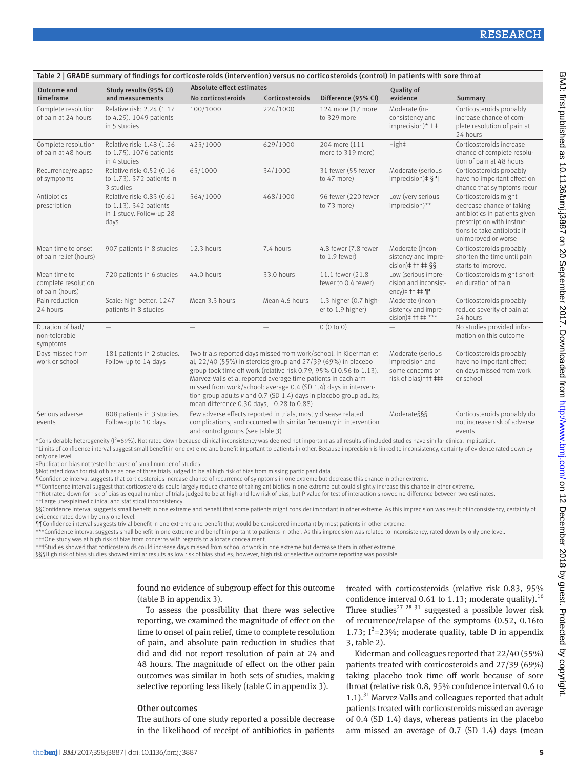Table 2 | GRADE summary of findings for corticosteroids (intervention) versus no corticosteroids (control) in patients with sore throat

| Outcome and timeframe | Study results (95% CI) and measurements | Absolute effect estimates | | | Quality of evidence | Summary |
|---|---|---|---|---|---|---|
| | | No corticosteroids | Corticosteroids | Difference (95% CI) | | |
| Complete resolution of pain at 24 hours | Relative risk: 2.24 (1.17 to 4.29). 1049 patients in 5 studies | 100/1000 | 224/1000 | 124 more (17 more to 329 more | Moderate (inconsistency and imprecision)* † ‡ | Corticosteroids probably increase chance of complete resolution of pain at 24 hours |
| Complete resolution of pain at 48 hours | Relative risk: 1.48 (1.26 to 1.75). 1076 patients in 4 studies | 425/1000 | 629/1000 | 204 more (111 more to 319 more) | High‡ | Corticosteroids increase chance of complete resolution of pain at 48 hours |
| Recurrence/relapse of symptoms | Relative risk: 0.52 (0.16 to 1.73). 372 patients in 3 studies | 65/1000 | 34/1000 | 31 fewer (55 fewer to 47 more) | Moderate (serious imprecision)‡ § ¶ | Corticosteroids probably have no important effect on chance that symptoms recur |
| Antibiotics prescription | Relative risk: 0.83 (0.61 to 1.13). 342 patients in 1 study. Follow-up 28 days | 564/1000 | 468/1000 | 96 fewer (220 fewer to 73 more) | Low (very serious imprecision)** | Corticosteroids might decrease chance of taking antibiotics in patients given prescription with instructions to take antibiotic if unimproved or worse |
| Mean time to onset of pain relief (hours) | 907 patients in 8 studies | 12.3 hours | 7.4 hours | 4.8 fewer (7.8 fewer to 1.9 fewer) | Moderate (inconsistency and imprecision)‡ †† ‡‡ §§ | Corticosteroids probably shorten the time until pain starts to improve. |
| Mean time to complete resolution of pain (hours) | 720 patients in 6 studies | 44.0 hours | 33.0 hours | 11.1 fewer (21.8 fewer to 0.4 fewer) | Low (serious imprecision and inconsistency)‡ †† ‡‡ ¶¶ | Corticosteroids might shorten duration of pain |
| Pain reduction 24 hours | Scale: high better. 1247 patients in 8 studies | Mean 3.3 hours | Mean 4.6 hours | 1.3 higher (0.7 higher to 1.9 higher) | Moderate (inconsistency and imprecision)‡ †† ‡‡ *** | Corticosteroids probably reduce severity of pain at 24 hours |
| Duration of bad/non-tolerable symptoms | — | — | — | 0 (0 to 0) | — | No studies provided information on this outcome |
| Days missed from work or school | 181 patients in 2 studies. Follow-up to 14 days | Two trials reported days missed from work/school. In Kiderman et al, 22/40 (55%) in steroids group and 27/39 (69%) in placebo group took time off work (relative risk 0.79, 95% CI 0.56 to 1.13). Marvez-Valls et al reported average time patients in each arm missed from work/school: average 0.4 (SD 1.4) days in intervention group adults *v* and 0.7 (SD 1.4) days in placebo group adults; mean difference 0.30 days, −0.28 to 0.88) | | | Moderate (serious imprecision and some concerns of risk of bias)††† ‡‡‡ | Corticosteroids probably have no important effect on days missed from work or school |
| Serious adverse events | 808 patients in 3 studies. Follow-up to 10 days | Few adverse effects reported in trials, mostly disease related complications, and occurred with similar frequency in intervention and control groups (see table 3) | | | Moderate§§§ | Corticosteroids probably do not increase risk of adverse events |

*Considerable heterogeneity ($I^2$=69%). Not rated down because clinical inconsistency was deemed not important as all results of included studies have similar clinical implication.
†Limits of confidence interval suggest small benefit in one extreme and benefit important to patients in other. Because imprecision is linked to inconsistency, certainty of evidence rated down by only one level.
‡Publication bias not tested because of small number of studies.
§Not rated down for risk of bias as one of three trials judged to be at high risk of bias from missing participant data.
¶Confidence interval suggests that corticosteroids increase chance of recurrence of symptoms in one extreme but decrease this chance in other extreme.
**Confidence interval suggest that corticosteroids could largely reduce chance of taking antibiotics in one extreme but could slightly increase this chance in other extreme.
††Not rated down for risk of bias as equal number of trials judged to be at high and low risk of bias, but P value for test of interaction showed no difference between two estimates.
‡‡Large unexplained clinical and statistical inconsistency.
§§Confidence interval suggests small benefit in one extreme and benefit that some patients might consider important in other extreme. As this imprecision was result of inconsistency, certainty of evidence rated down by only one level.
¶¶Confidence interval suggests trivial benefit in one extreme and benefit that would be considered important by most patients in other extreme.
***Confidence interval suggests small benefit in one extreme and benefit important to patients in other. As this imprecision was related to inconsistency, rated down by only one level.
†††One study was at high risk of bias from concerns with regards to allocate concealment.
‡‡‡Studies showed that corticosteroids could increase days missed from school or work in one extreme but decrease them in other extreme.
§§§High risk of bias studies showed similar results as low risk of bias studies; however, high risk of selective outcome reporting was possible.

found no evidence of subgroup effect for this outcome (table B in appendix 3).

To assess the possibility that there was selective reporting, we examined the magnitude of effect on the time to onset of pain relief, time to complete resolution of pain, and absolute pain reduction in studies that did and did not report resolution of pain at 24 and 48 hours. The magnitude of effect on the other pain outcomes was similar in both sets of studies, making selective reporting less likely (table C in appendix 3).

### Other outcomes

The authors of one study reported a possible decrease in the likelihood of receipt of antibiotics in patients treated with corticosteroids (relative risk 0.83, 95% confidence interval 0.61 to 1.13; moderate quality).[16] Three studies[27 28 31] suggested a possible lower risk of recurrence/relapse of the symptoms (0.52, 0.16to 1.73; $I^2$=23%; moderate quality, table D in appendix 3, table 2).

Kiderman and colleagues reported that 22/40 (55%) patients treated with corticosteroids and 27/39 (69%) taking placebo took time off work because of sore throat (relative risk 0.8, 95% confidence interval 0.6 to 1.1).[31] Marvez-Valls and colleagues reported that adult patients treated with corticosteroids missed an average of 0.4 (SD 1.4) days, whereas patients in the placebo arm missed an average of 0.7 (SD 1.4) days (mean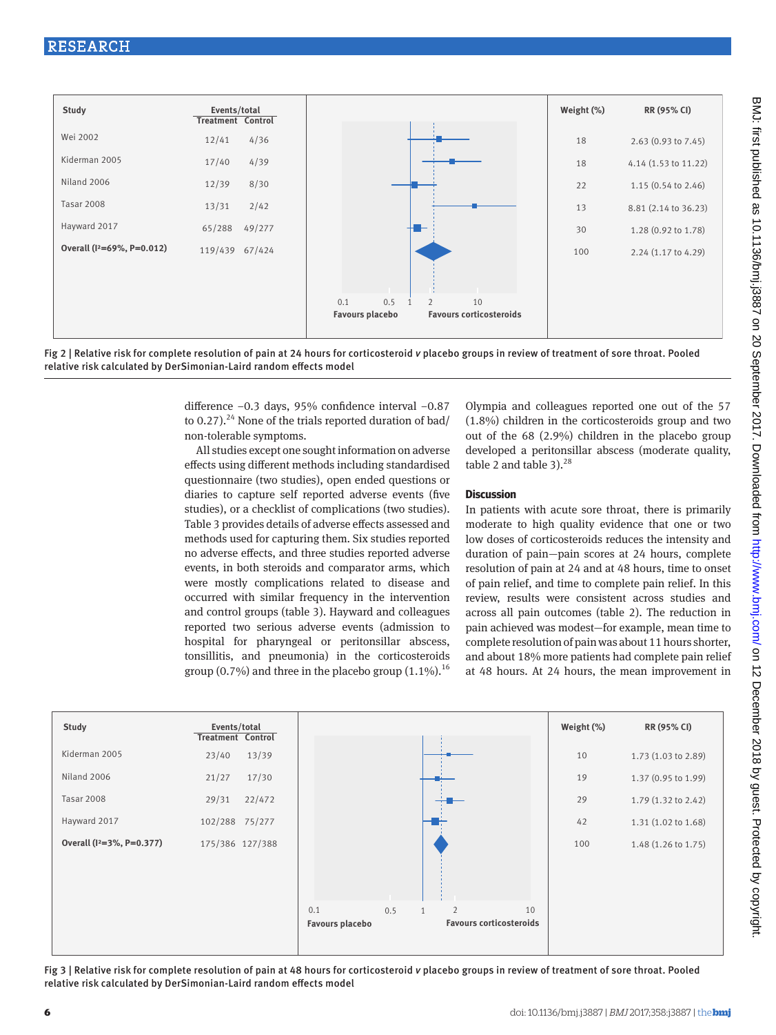| Study | Events/total Treatment | Events/total Control | Weight (%) | RR (95% CI) |
|---|---|---|---|---|
| Wei 2002 | 12/41 | 4/36 | 18 | 2.63 (0.93 to 7.45) |
| Kiderman 2005 | 17/40 | 4/39 | 18 | 4.14 (1.53 to 11.22) |
| Niland 2006 | 12/39 | 8/30 | 22 | 1.15 (0.54 to 2.46) |
| Tasar 2008 | 13/31 | 2/42 | 13 | 8.81 (2.14 to 36.23) |
| Hayward 2017 | 65/288 | 49/277 | 30 | 1.28 (0.92 to 1.78) |
| **Overall ($I^2$=69%, P=0.012)** | 119/439 | 67/424 | 100 | 2.24 (1.17 to 4.29) |

Favours placebo / Favours corticosteroids

Fig 2 | Relative risk for complete resolution of pain at 24 hours for corticosteroid *v* placebo groups in review of treatment of sore throat. Pooled relative risk calculated by DerSimonian-Laird random effects model

difference −0.3 days, 95% confidence interval −0.87 to 0.27).[24] None of the trials reported duration of bad/non-tolerable symptoms.

All studies except one sought information on adverse effects using different methods including standardised questionnaire (two studies), open ended questions or diaries to capture self reported adverse events (five studies), or a checklist of complications (two studies). Table 3 provides details of adverse effects assessed and methods used for capturing them. Six studies reported no adverse effects, and three studies reported adverse events, in both steroids and comparator arms, which were mostly complications related to disease and occurred with similar frequency in the intervention and control groups (table 3). Hayward and colleagues reported two serious adverse events (admission to hospital for pharyngeal or peritonsillar abscess, tonsillitis, and pneumonia) in the corticosteroids group (0.7%) and three in the placebo group (1.1%).[16] Olympia and colleagues reported one out of the 57 (1.8%) children in the corticosteroids group and two out of the 68 (2.9%) children in the placebo group developed a peritonsillar abscess (moderate quality, table 2 and table 3).[28]

## Discussion

In patients with acute sore throat, there is primarily moderate to high quality evidence that one or two low doses of corticosteroids reduces the intensity and duration of pain—pain scores at 24 hours, complete resolution of pain at 24 and at 48 hours, time to onset of pain relief, and time to complete pain relief. In this review, results were consistent across studies and across all pain outcomes (table 2). The reduction in pain achieved was modest—for example, mean time to complete resolution of pain was about 11 hours shorter, and about 18% more patients had complete pain relief at 48 hours. At 24 hours, the mean improvement in

| Study | Events/total Treatment | Events/total Control | Weight (%) | RR (95% CI) |
|---|---|---|---|---|
| Kiderman 2005 | 23/40 | 13/39 | 10 | 1.73 (1.03 to 2.89) |
| Niland 2006 | 21/27 | 17/30 | 19 | 1.37 (0.95 to 1.99) |
| Tasar 2008 | 29/31 | 22/472 | 29 | 1.79 (1.32 to 2.42) |
| Hayward 2017 | 102/288 | 75/277 | 42 | 1.31 (1.02 to 1.68) |
| **Overall ($I^2$=3%, P=0.377)** | 175/386 | 127/388 | 100 | 1.48 (1.26 to 1.75) |

Favours placebo / Favours corticosteroids

Fig 3 | Relative risk for complete resolution of pain at 48 hours for corticosteroid *v* placebo groups in review of treatment of sore throat. Pooled relative risk calculated by DerSimonian-Laird random effects model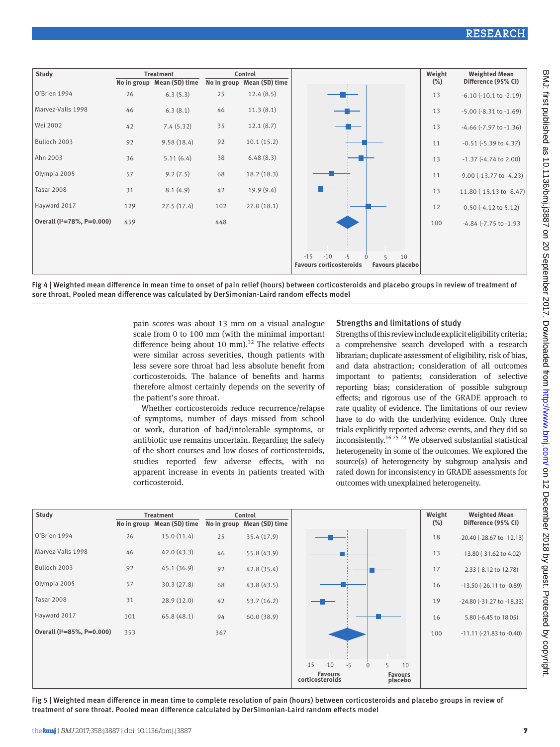| Study | Treatment | | Control | | Weight (%) | Weighted Mean Difference (95% CI) |
|---|---|---|---|---|---|---|
| | No in group | Mean (SD) time | No in group | Mean (SD) time | | |
| O'Brien 1994 | 26 | 6.3 (5.3) | 25 | 12.4 (8.5) | 13 | -6.10 (-10.1 to -2.19) |
| Marvez-Valls 1998 | 46 | 6.3 (8.1) | 46 | 11.3 (8.1) | 13 | -5.00 (-8.31 to -1.69) |
| Wei 2002 | 42 | 7.4 (5.32) | 35 | 12.1 (8.7) | 13 | -4.66 (-7.97 to -1.36) |
| Bulloch 2003 | 92 | 9.58 (18.4) | 92 | 10.1 (15.2) | 11 | -0.51 (-5.39 to 4.37) |
| Ahn 2003 | 36 | 5.11 (6.4) | 38 | 6.48 (8.3) | 13 | -1.37 (-4.74 to 2.00) |
| Olympia 2005 | 57 | 9.2 (7.5) | 68 | 18.2 (18.3) | 11 | -9.00 (-13.77 to -4.23) |
| Tasar 2008 | 31 | 8.1 (4.9) | 42 | 19.9 (9.4) | 13 | -11.80 (-15.13 to -8.47) |
| Hayward 2017 | 129 | 27.5 (17.4) | 102 | 27.0 (18.1) | 12 | 0.50 (-4.12 to 5.12) |
| **Overall (I²=78%, P=0.000)** | 459 | | 448 | | 100 | -4.84 (-7.75 to -1.93 |

Favours corticosteroids | Favours placebo

Fig 4 | Weighted mean difference in mean time to onset of pain relief (hours) between corticosteroids and placebo groups in review of treatment of sore throat. Pooled mean difference was calculated by DerSimonian-Laird random effects model

pain scores was about 13 mm on a visual analogue scale from 0 to 100 mm (with the minimal important difference being about 10 mm).[32] The relative effects were similar across severities, though patients with less severe sore throat had less absolute benefit from corticosteroids. The balance of benefits and harms therefore almost certainly depends on the severity of the patient's sore throat.

Whether corticosteroids reduce recurrence/relapse of symptoms, number of days missed from school or work, duration of bad/intolerable symptoms, or antibiotic use remains uncertain. Regarding the safety of the short courses and low doses of corticosteroids, studies reported few adverse effects, with no apparent increase in events in patients treated with corticosteroid.

## Strengths and limitations of study

Strengths of this review include explicit eligibility criteria; a comprehensive search developed with a research librarian; duplicate assessment of eligibility, risk of bias, and data abstraction; consideration of all outcomes important to patients; consideration of selective reporting bias; consideration of possible subgroup effects; and rigorous use of the GRADE approach to rate quality of evidence. The limitations of our review have to do with the underlying evidence. Only three trials explicitly reported adverse events, and they did so inconsistently.[16 25 28] We observed substantial statistical heterogeneity in some of the outcomes. We explored the source(s) of heterogeneity by subgroup analysis and rated down for inconsistency in GRADE assessments for outcomes with unexplained heterogeneity.

| Study | Treatment | | Control | | Weight (%) | Weighted Mean Difference (95% CI) |
|---|---|---|---|---|---|---|
| | No in group | Mean (SD) time | No in group | Mean (SD) time | | |
| O'Brien 1994 | 26 | 15.0 (11.4) | 25 | 35.4 (17.9) | 18 | -20.40 (-28.67 to -12.13) |
| Marvez-Valls 1998 | 46 | 42.0 (43.3) | 46 | 55.8 (43.9) | 13 | -13.80 (-31.62 to 4.02) |
| Bulloch 2003 | 92 | 45.1 (36.9) | 92 | 42.8 (35.4) | 17 | 2.33 (-8.12 to 12.78) |
| Olympia 2005 | 57 | 30.3 (27.8) | 68 | 43.8 (43.5) | 16 | -13.50 (-26.11 to -0.89) |
| Tasar 2008 | 31 | 28.9 (12.0) | 42 | 53.7 (16.2) | 19 | -24.80 (-31.27 to -18.33) |
| Hayward 2017 | 101 | 65.8 (48.1) | 94 | 60.0 (38.9) | 16 | 5.80 (-6.45 to 18.05) |
| **Overall (I²=85%, P=0.000)** | 353 | | 367 | | 100 | -11.11 (-21.83 to -0.40) |

Favours corticosteroids | Favours placebo

Fig 5 | Weighted mean difference in mean time to complete resolution of pain (hours) between corticosteroids and placebo groups in review of treatment of sore throat. Pooled mean difference calculated by DerSimonian-Laird random effects model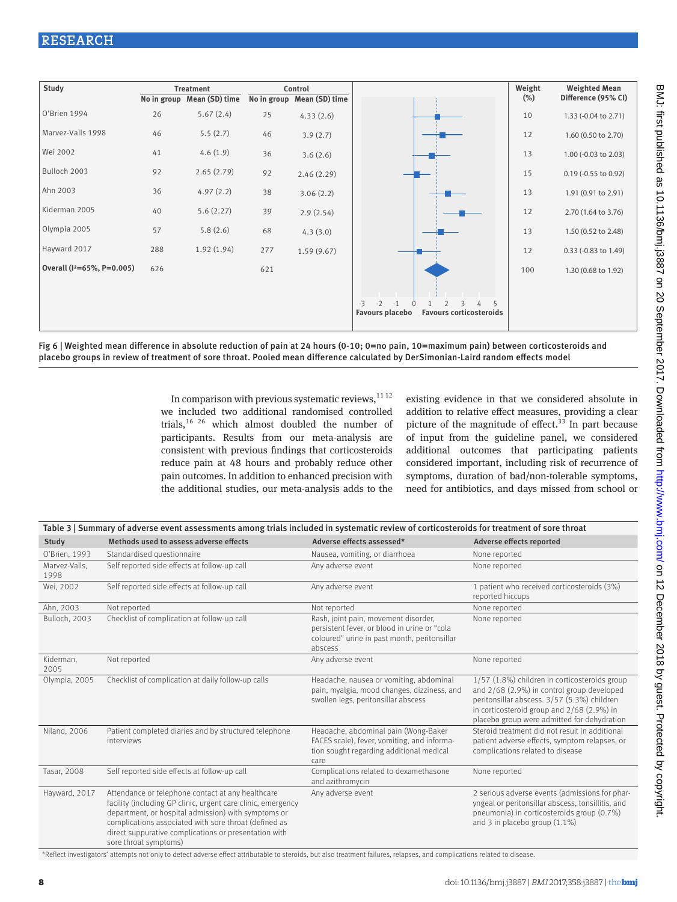| Study | Treatment | | Control | | Weight (%) | Weighted Mean Difference (95% CI) |
|---|---|---|---|---|---|---|
| | No in group | Mean (SD) time | No in group | Mean (SD) time | | |
| O'Brien 1994 | 26 | 5.67 (2.4) | 25 | 4.33 (2.6) | 10 | 1.33 (-0.04 to 2.71) |
| Marvez-Valls 1998 | 46 | 5.5 (2.7) | 46 | 3.9 (2.7) | 12 | 1.60 (0.50 to 2.70) |
| Wei 2002 | 41 | 4.6 (1.9) | 36 | 3.6 (2.6) | 13 | 1.00 (-0.03 to 2.03) |
| Bulloch 2003 | 92 | 2.65 (2.79) | 92 | 2.46 (2.29) | 15 | 0.19 (-0.55 to 0.92) |
| Ahn 2003 | 36 | 4.97 (2.2) | 38 | 3.06 (2.2) | 13 | 1.91 (0.91 to 2.91) |
| Kiderman 2005 | 40 | 5.6 (2.27) | 39 | 2.9 (2.54) | 12 | 2.70 (1.64 to 3.76) |
| Olympia 2005 | 57 | 5.8 (2.6) | 68 | 4.3 (3.0) | 13 | 1.50 (0.52 to 2.48) |
| Hayward 2017 | 288 | 1.92 (1.94) | 277 | 1.59 (9.67) | 12 | 0.33 (-0.83 to 1.49) |
| **Overall ($I^2$=65%, P=0.005)** | 626 | | 621 | | 100 | 1.30 (0.68 to 1.92) |

Favours placebo — Favours corticosteroids

**Fig 6 | Weighted mean difference in absolute reduction of pain at 24 hours (0-10; 0=no pain, 10=maximum pain) between corticosteroids and placebo groups in review of treatment of sore throat. Pooled mean difference calculated by DerSimonian-Laird random effects model**

In comparison with previous systematic reviews,[11 12] we included two additional randomised controlled trials,[16 26] which almost doubled the number of participants. Results from our meta-analysis are consistent with previous findings that corticosteroids reduce pain at 48 hours and probably reduce other pain outcomes. In addition to enhanced precision with the additional studies, our meta-analysis adds to the existing evidence in that we considered absolute in addition to relative effect measures, providing a clear picture of the magnitude of effect.[33] In part because of input from the guideline panel, we considered additional outcomes that participating patients considered important, including risk of recurrence of symptoms, duration of bad/non-tolerable symptoms, need for antibiotics, and days missed from school or

**Table 3 | Summary of adverse event assessments among trials included in systematic review of corticosteroids for treatment of sore throat**

| Study | Methods used to assess adverse effects | Adverse effects assessed* | Adverse effects reported |
|---|---|---|---|
| O'Brien, 1993 | Standardised questionnaire | Nausea, vomiting, or diarrhoea | None reported |
| Marvez-Valls, 1998 | Self reported side effects at follow-up call | Any adverse event | None reported |
| Wei, 2002 | Self reported side effects at follow-up call | Any adverse event | 1 patient who received corticosteroids (3%) reported hiccups |
| Ahn, 2003 | Not reported | Not reported | None reported |
| Bulloch, 2003 | Checklist of complication at follow-up call | Rash, joint pain, movement disorder, persistent fever, or blood in urine or "cola coloured" urine in past month, peritonsillar abscess | None reported |
| Kiderman, 2005 | Not reported | Any adverse event | None reported |
| Olympia, 2005 | Checklist of complication at daily follow-up calls | Headache, nausea or vomiting, abdominal pain, myalgia, mood changes, dizziness, and swollen legs, peritonsillar abscess | 1/57 (1.8%) children in corticosteroids group and 2/68 (2.9%) in control group developed peritonsillar abscess. 3/57 (5.3%) children in corticosteroid group and 2/68 (2.9%) in placebo group were admitted for dehydration |
| Niland, 2006 | Patient completed diaries and by structured telephone interviews | Headache, abdominal pain (Wong-Baker FACES scale), fever, vomiting, and information sought regarding additional medical care | Steroid treatment did not result in additional patient adverse effects, symptom relapses, or complications related to disease |
| Tasar, 2008 | Self reported side effects at follow-up call | Complications related to dexamethasone and azithromycin | None reported |
| Hayward, 2017 | Attendance or telephone contact at any healthcare facility (including GP clinic, urgent care clinic, emergency department, or hospital admission) with symptoms or complications associated with sore throat (defined as direct suppurative complications or presentation with sore throat symptoms) | Any adverse event | 2 serious adverse events (admissions for pharyngeal or peritonsillar abscess, tonsillitis, and pneumonia) in corticosteroids group (0.7%) and 3 in placebo group (1.1%) |

*Reflect investigators' attempts not only to detect adverse effect attributable to steroids, but also treatment failures, relapses, and complications related to disease.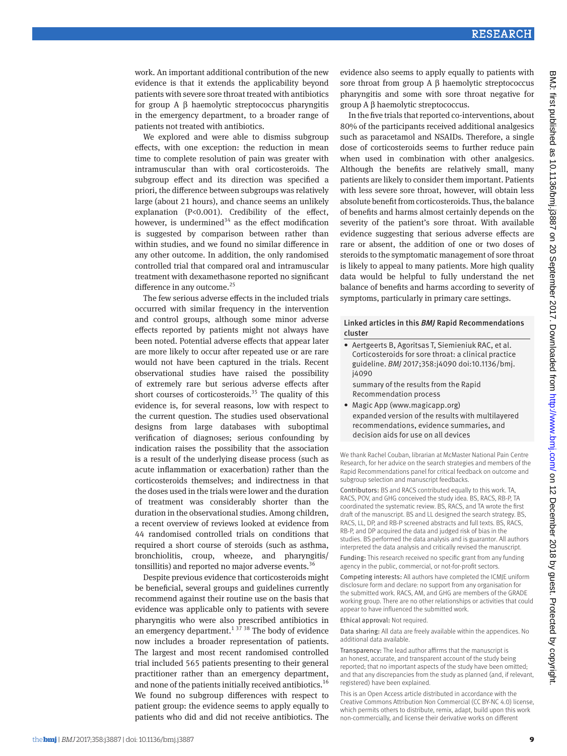work. An important additional contribution of the new evidence is that it extends the applicability beyond patients with severe sore throat treated with antibiotics for group A β haemolytic streptococcus pharyngitis in the emergency department, to a broader range of patients not treated with antibiotics.

We explored and were able to dismiss subgroup effects, with one exception: the reduction in mean time to complete resolution of pain was greater with intramuscular than with oral corticosteroids. The subgroup effect and its direction was specified a priori, the difference between subgroups was relatively large (about 21 hours), and chance seems an unlikely explanation (P<0.001). Credibility of the effect, however, is undermined[34] as the effect modification is suggested by comparison between rather than within studies, and we found no similar difference in any other outcome. In addition, the only randomised controlled trial that compared oral and intramuscular treatment with dexamethasone reported no significant difference in any outcome.[25]

The few serious adverse effects in the included trials occurred with similar frequency in the intervention and control groups, although some minor adverse effects reported by patients might not always have been noted. Potential adverse effects that appear later are more likely to occur after repeated use or are rare would not have been captured in the trials. Recent observational studies have raised the possibility of extremely rare but serious adverse effects after short courses of corticosteroids.[35] The quality of this evidence is, for several reasons, low with respect to the current question. The studies used observational designs from large databases with suboptimal verification of diagnoses; serious confounding by indication raises the possibility that the association is a result of the underlying disease process (such as acute inflammation or exacerbation) rather than the corticosteroids themselves; and indirectness in that the doses used in the trials were lower and the duration of treatment was considerably shorter than the duration in the observational studies. Among children, a recent overview of reviews looked at evidence from 44 randomised controlled trials on conditions that required a short course of steroids (such as asthma, bronchiolitis, croup, wheeze, and pharyngitis/tonsillitis) and reported no major adverse events.[36]

Despite previous evidence that corticosteroids might be beneficial, several groups and guidelines currently recommend against their routine use on the basis that evidence was applicable only to patients with severe pharyngitis who were also prescribed antibiotics in an emergency department.[1 37 38] The body of evidence now includes a broader representation of patients. The largest and most recent randomised controlled trial included 565 patients presenting to their general practitioner rather than an emergency department, and none of the patients initially received antibiotics.[16] We found no subgroup differences with respect to patient group: the evidence seems to apply equally to patients who did and did not receive antibiotics. The evidence also seems to apply equally to patients with sore throat from group A β haemolytic streptococcus pharyngitis and some with sore throat negative for group A β haemolytic streptococcus.

In the five trials that reported co-interventions, about 80% of the participants received additional analgesics such as paracetamol and NSAIDs. Therefore, a single dose of corticosteroids seems to further reduce pain when used in combination with other analgesics. Although the benefits are relatively small, many patients are likely to consider them important. Patients with less severe sore throat, however, will obtain less absolute benefit from corticosteroids. Thus, the balance of benefits and harms almost certainly depends on the severity of the patient's sore throat. With available evidence suggesting that serious adverse effects are rare or absent, the addition of one or two doses of steroids to the symptomatic management of sore throat is likely to appeal to many patients. More high quality data would be helpful to fully understand the net balance of benefits and harms according to severity of symptoms, particularly in primary care settings.

#### Linked articles in this *BMJ* Rapid Recommendations cluster

- Aertgeerts B, Agoritsas T, Siemieniuk RAC, et al. Corticosteroids for sore throat: a clinical practice guideline. *BMJ* 2017;358:j4090 doi:10.1136/bmj.j4090
  summary of the results from the Rapid Recommendation process
- Magic App (www.magicapp.org)
  expanded version of the results with multilayered recommendations, evidence summaries, and decision aids for use on all devices

We thank Rachel Couban, librarian at McMaster National Pain Centre Research, for her advice on the search strategies and members of the Rapid Recommendations panel for critical feedback on outcome and subgroup selection and manuscript feedbacks.

Contributors: BS and RACS contributed equally to this work. TA, RACS, POV, and GHG conceived the study idea. BS, RACS, RB-P, TA coordinated the systematic review. BS, RACS, and TA wrote the first draft of the manuscript. BS and LL designed the search strategy. BS, RACS, LL, DP, and RB-P screened abstracts and full texts. BS, RACS, RB-P, and DP acquired the data and judged risk of bias in the studies. BS performed the data analysis and is guarantor. All authors interpreted the data analysis and critically revised the manuscript.

Funding: This research received no specific grant from any funding agency in the public, commercial, or not-for-profit sectors.

Competing interests: All authors have completed the ICMJE uniform disclosure form and declare: no support from any organisation for the submitted work. RACS, AM, and GHG are members of the GRADE working group. There are no other relationships or activities that could appear to have influenced the submitted work.

Ethical approval: Not required.

Data sharing: All data are freely available within the appendices. No additional data available.

Transparency: The lead author affirms that the manuscript is an honest, accurate, and transparent account of the study being reported; that no important aspects of the study have been omitted; and that any discrepancies from the study as planned (and, if relevant, registered) have been explained.

This is an Open Access article distributed in accordance with the Creative Commons Attribution Non Commercial (CC BY-NC 4.0) license, which permits others to distribute, remix, adapt, build upon this work non-commercially, and license their derivative works on different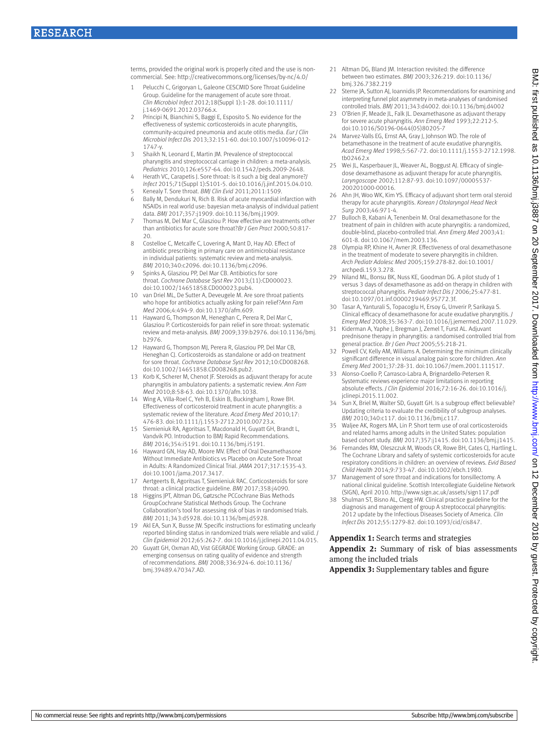terms, provided the original work is properly cited and the use is non-commercial. See: http://creativecommons.org/licenses/by-nc/4.0/

1. Pelucchi C, Grigoryan L, Galeone CESCMID Sore Throat Guideline Group. Guideline for the management of acute sore throat. *Clin Microbiol Infect* 2012;18(Suppl 1):1-28. doi:10.1111/j.1469-0691.2012.03766.x.
2. Principi N, Bianchini S, Baggi E, Esposito S. No evidence for the effectiveness of systemic corticosteroids in acute pharyngitis, community-acquired pneumonia and acute otitis media. *Eur J Clin Microbiol Infect Dis* 2013;32:151-60. doi:10.1007/s10096-012-1747-y.
3. Shaikh N, Leonard E, Martin JM. Prevalence of streptococcal pharyngitis and streptococcal carriage in children: a meta-analysis. *Pediatrics* 2010;126:e557-64. doi:10.1542/peds.2009-2648.
4. Herath VC, Carapetis J. Sore throat: Is it such a big deal anymore?*J Infect* 2015;71(Suppl 1):S101-5. doi:10.1016/j.jinf.2015.04.010.
5. Kenealy T. Sore throat. *BMJ Clin Evid* 2011;2011:1509.
6. Bally M, Dendukuri N, Rich B. Risk of acute myocardial infarction with NSAIDs in real world use: bayesian meta-analysis of individual patient data. *BMJ* 2017;357:j1909. doi:10.1136/bmj.j1909.
7. Thomas M, Del Mar C, Glasziou P. How effective are treatments other than antibiotics for acute sore throat?*Br J Gen Pract* 2000;50:817-20.
8. Costelloe C, Metcalfe C, Lovering A, Mant D, Hay AD. Effect of antibiotic prescribing in primary care on antimicrobial resistance in individual patients: systematic review and meta-analysis. *BMJ* 2010;340:c2096. doi:10.1136/bmj.c2096.
9. Spinks A, Glasziou PP, Del Mar CB. Antibiotics for sore throat. *Cochrane Database Syst Rev* 2013;(11):CD000023. doi:10.1002/14651858.CD000023.pub4.
10. van Driel ML, De Sutter A, Deveugele M. Are sore throat patients who hope for antibiotics actually asking for pain relief?*Ann Fam Med* 2006;4:494-9. doi:10.1370/afm.609.
11. Hayward G, Thompson M, Heneghan C, Perera R, Del Mar C, Glasziou P. Corticosteroids for pain relief in sore throat: systematic review and meta-analysis. *BMJ* 2009;339:b2976. doi:10.1136/bmj.b2976.
12. Hayward G, Thompson MJ, Perera R, Glasziou PP, Del Mar CB, Heneghan CJ. Corticosteroids as standalone or add-on treatment for sore throat. *Cochrane Database Syst Rev* 2012;10:CD008268. doi:10.1002/14651858.CD008268.pub2.
13. Korb K, Scherer M, Chenot JF. Steroids as adjuvant therapy for acute pharyngitis in ambulatory patients: a systematic review. *Ann Fam Med* 2010;8:58-63. doi:10.1370/afm.1038.
14. Wing A, Villa-Roel C, Yeh B, Eskin B, Buckingham J, Rowe BH. Effectiveness of corticosteroid treatment in acute pharyngitis: a systematic review of the literature. *Acad Emerg Med* 2010;17:476-83. doi:10.1111/j.1553-2712.2010.00723.x.
15. Siemieniuk RA, Agoritsas T, Macdonald H, Guyatt GH, Brandt L, Vandvik PO. Introduction to BMJ Rapid Recommendations. *BMJ* 2016;354:i5191. doi:10.1136/bmj.i5191.
16. Hayward GN, Hay AD, Moore MV. Effect of Oral Dexamethasone Without Immediate Antibiotics vs Placebo on Acute Sore Throat in Adults: A Randomized Clinical Trial. *JAMA* 2017;317:1535-43. doi:10.1001/jama.2017.3417.
17. Aertgeerts B, Agoritsas T, Siemieniuk RAC. Corticosteroids for sore throat: a clinical practice guideline. *BMJ* 2017;358:j4090.
18. Higgins JPT, Altman DG, Gøtzsche PCCochrane Bias Methods GroupCochrane Statistical Methods Group. The Cochrane Collaboration's tool for assessing risk of bias in randomised trials. *BMJ* 2011;343:d5928. doi:10.1136/bmj.d5928.
19. Akl EA, Sun X, Busse JW. Specific instructions for estimating unclearly reported blinding status in randomized trials were reliable and valid. *J Clin Epidemiol* 2012;65:262-7. doi:10.1016/j.jclinepi.2011.04.015.
20. Guyatt GH, Oxman AD, Vist GEGRADE Working Group. GRADE: an emerging consensus on rating quality of evidence and strength of recommendations. *BMJ* 2008;336:924-6. doi:10.1136/bmj.39489.470347.AD.
21. Altman DG, Bland JM. Interaction revisited: the difference between two estimates. *BMJ* 2003;326:219. doi:10.1136/bmj.326.7382.219
22. Sterne JA, Sutton AJ, Ioannidis JP. Recommendations for examining and interpreting funnel plot asymmetry in meta-analyses of randomised controlled trials. *BMJ* 2011;343:d4002. doi:10.1136/bmj.d4002
23. O'Brien JF, Meade JL, Falk JL. Dexamethasone as adjuvant therapy for severe acute pharyngitis. *Ann Emerg Med* 1993;22:212-5. doi:10.1016/S0196-0644(05)80205-7
24. Marvez-Valls EG, Ernst AA, Gray J, Johnson WD. The role of betamethasone in the treatment of acute exudative pharyngitis. *Acad Emerg Med* 1998;5:567-72. doi:10.1111/j.1553-2712.1998.tb02462.x
25. Wei JL, Kasperbauer JL, Weaver AL, Boggust AJ. Efficacy of single-dose dexamethasone as adjuvant therapy for acute pharyngitis. *Laryngoscope* 2002;112:87-93. doi:10.1097/00005537-200201000-00016.
26. Ahn JH, Woo WK, Kim YS. Efficacy of adjuvant short term oral steroid therapy for acute pharyngitis. *Korean J Otolaryngol Head Neck Surg* 2003;46:971-4.
27. Bulloch B, Kabani A, Tenenbein M. Oral dexamethasone for the treatment of pain in children with acute pharyngitis: a randomized, double-blind, placebo-controlled trial. *Ann Emerg Med* 2003;41:601-8. doi:10.1067/mem.2003.136.
28. Olympia RP, Khine H, Avner JR. Effectiveness of oral dexamethasone in the treatment of moderate to severe pharyngitis in children. *Arch Pediatr Adolesc Med* 2005;159:278-82. doi:10.1001/archpedi.159.3.278.
29. Niland ML, Bonsu BK, Nuss KE, Goodman DG. A pilot study of 1 versus 3 days of dexamethasone as add-on therapy in children with streptococcal pharyngitis. *Pediatr Infect Dis J* 2006;25:477-81. doi:10.1097/01.inf.0000219469.95772.3f.
30. Tasar A, Yanturali S, Topacoglu H, Ersoy G, Unverir P, Sarikaya S. Clinical efficacy of dexamethasone for acute exudative pharyngitis. *J Emerg Med* 2008;35:363-7. doi:10.1016/j.jemermed.2007.11.029.
31. Kiderman A, Yaphe J, Bregman J, Zemel T, Furst AL. Adjuvant prednisone therapy in pharyngitis: a randomised controlled trial from general practice. *Br J Gen Pract* 2005;55:218-21.
32. Powell CV, Kelly AM, Williams A. Determining the minimum clinically significant difference in visual analog pain score for children. *Ann Emerg Med* 2001;37:28-31. doi:10.1067/mem.2001.111517.
33. Alonso-Coello P, Carrasco-Labra A, Brignardello-Petersen R. Systematic reviews experience major limitations in reporting absolute effects. *J Clin Epidemiol* 2016;72:16-26. doi:10.1016/j.jclinepi.2015.11.002.
34. Sun X, Briel M, Walter SD, Guyatt GH. Is a subgroup effect believable? Updating criteria to evaluate the credibility of subgroup analyses. *BMJ* 2010;340:c117. doi:10.1136/bmj.c117.
35. Waljee AK, Rogers MA, Lin P. Short term use of oral corticosteroids and related harms among adults in the United States: population based cohort study. *BMJ* 2017;357:j1415. doi:10.1136/bmj.j1415.
36. Fernandes RM, Oleszczuk M, Woods CR, Rowe BH, Cates CJ, Hartling L. The Cochrane Library and safety of systemic corticosteroids for acute respiratory conditions in children: an overview of reviews. *Evid Based Child Health* 2014;9:733-47. doi:10.1002/ebch.1980.
37. Management of sore throat and indications for tonsillectomy. A national clinical guideline. Scottish Intercollegiate Guideline Network (SIGN), April 2010. http://www.sign.ac.uk/assets/sign117.pdf
38. Shulman ST, Bisno AL, Clegg HW. Clinical practice guideline for the diagnosis and management of group A streptococcal pharyngitis: 2012 update by the Infectious Diseases Society of America. *Clin Infect Dis* 2012;55:1279-82. doi:10.1093/cid/cis847.

**Appendix 1:** Search terms and strategies

**Appendix 2:** Summary of risk of bias assessments among the included trials

**Appendix 3:** Supplementary tables and figure